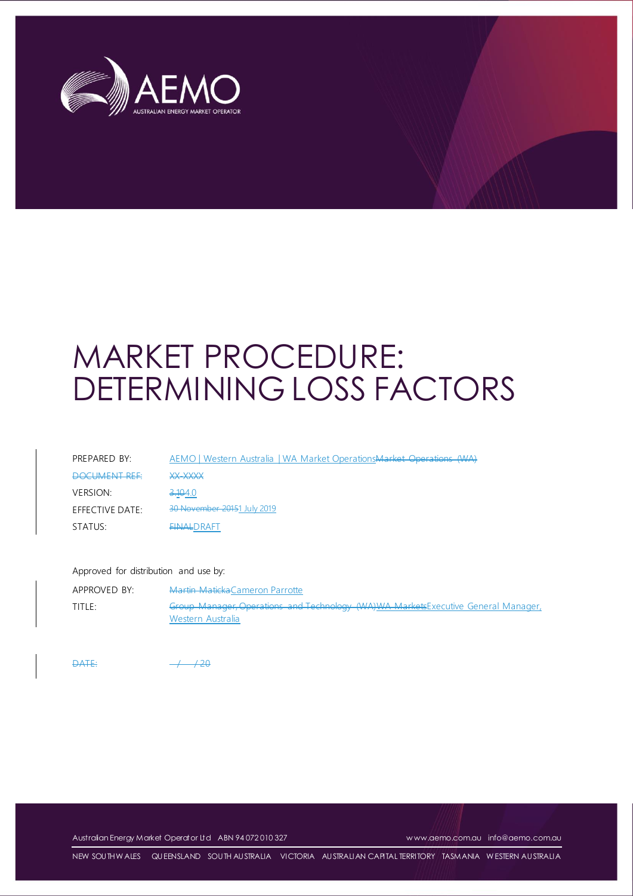# MARKET PROCEDURE: DETERMINING LOSS FACTORS

| | |
|---|---|
| PREPARED BY: | ~~Market Operations (WA)~~ AEMO \| Western Australia \| WA Market Operations |
| ~~DOCUMENT REF:~~ | ~~XX-XXXX~~ |
| VERSION: | ~~3.10~~ 4.0 |
| EFFECTIVE DATE: | ~~30 November 2015~~ 1 July 2019 |
| STATUS: | ~~FINAL~~ DRAFT |

Approved for distribution and use by:

| | |
|---|---|
| APPROVED BY: | ~~Martin Maticka~~ Cameron Parrotte |
| TITLE: | ~~Group Manager, Operations and Technology (WA)~~ ~~WA Markets~~ Executive General Manager, Western Australia |

~~DATE: / / 20~~

Australian Energy Market Operator Ltd ABN 94 072 010 327 www.aemo.com.au info@aemo.com.au

NEW SOUTH WALES QUEENSLAND SOUTH AUSTRALIA VICTORIA AUSTRALIAN CAPITAL TERRITORY TASMANIA WESTERN AUSTRALIA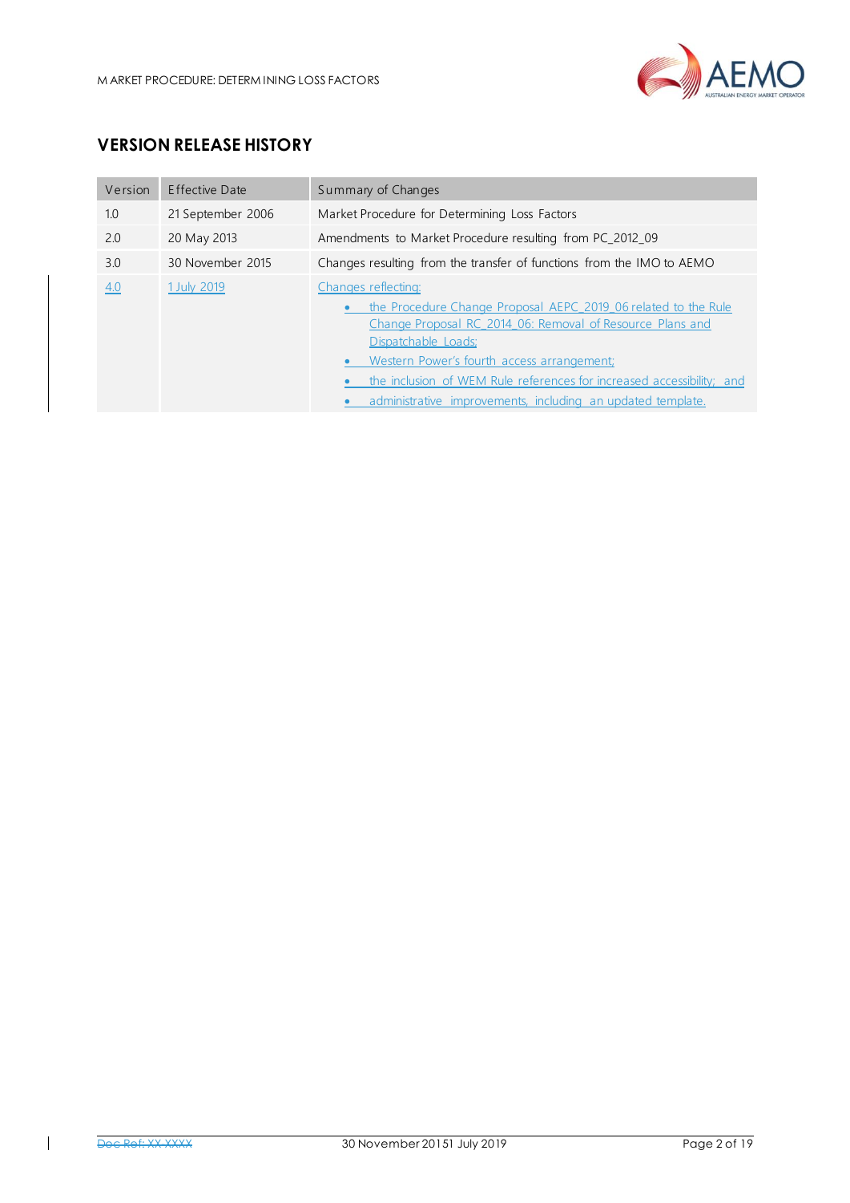## VERSION RELEASE HISTORY

| Version | Effective Date | Summary of Changes |
|---|---|---|
| 1.0 | 21 September 2006 | Market Procedure for Determining Loss Factors |
| 2.0 | 20 May 2013 | Amendments to Market Procedure resulting from PC_2012_09 |
| 3.0 | 30 November 2015 | Changes resulting from the transfer of functions from the IMO to AEMO |
| 4.0 | 1 July 2019 | Changes reflecting:<br>• the Procedure Change Proposal AEPC_2019_06 related to the Rule Change Proposal RC_2014_06: Removal of Resource Plans and Dispatchable Loads;<br>• Western Power's fourth access arrangement;<br>• the inclusion of WEM Rule references for increased accessibility; and<br>• administrative improvements, including an updated template. |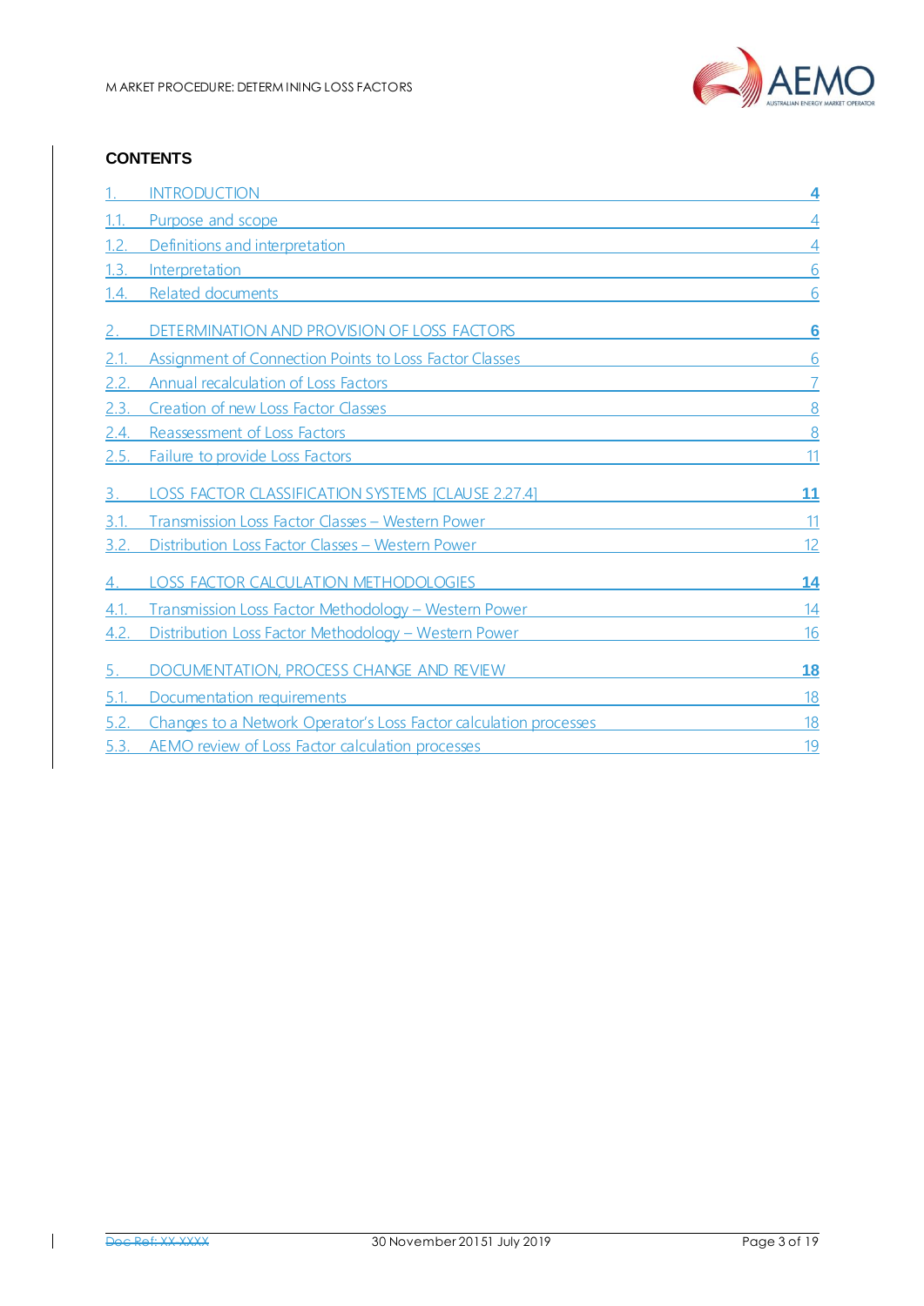# CONTENTS

- 1. INTRODUCTION — 4
  - 1.1. Purpose and scope — 4
  - 1.2. Definitions and interpretation — 4
  - 1.3. Interpretation — 6
  - 1.4. Related documents — 6
- 2. DETERMINATION AND PROVISION OF LOSS FACTORS — 6
  - 2.1. Assignment of Connection Points to Loss Factor Classes — 6
  - 2.2. Annual recalculation of Loss Factors — 7
  - 2.3. Creation of new Loss Factor Classes — 8
  - 2.4. Reassessment of Loss Factors — 8
  - 2.5. Failure to provide Loss Factors — 11
- 3. LOSS FACTOR CLASSIFICATION SYSTEMS [CLAUSE 2.27.4] — 11
  - 3.1. Transmission Loss Factor Classes – Western Power — 11
  - 3.2. Distribution Loss Factor Classes – Western Power — 12
- 4. LOSS FACTOR CALCULATION METHODOLOGIES — 14
  - 4.1. Transmission Loss Factor Methodology – Western Power — 14
  - 4.2. Distribution Loss Factor Methodology – Western Power — 16
- 5. DOCUMENTATION, PROCESS CHANGE AND REVIEW — 18
  - 5.1. Documentation requirements — 18
  - 5.2. Changes to a Network Operator's Loss Factor calculation processes — 18
  - 5.3. AEMO review of Loss Factor calculation processes — 19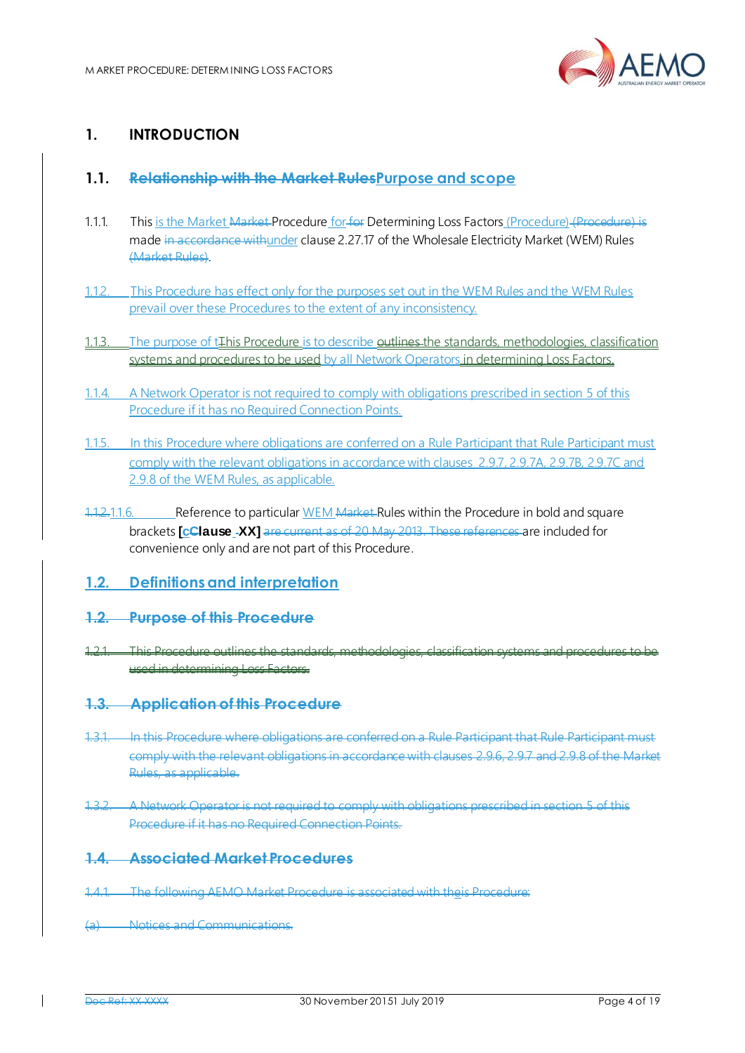# 1. INTRODUCTION

## 1.1. ~~Relationship with the Market Rules~~Purpose and scope

1.1.1. This is the Market ~~Market~~ Procedure for ~~for~~ Determining Loss Factors (Procedure) ~~(Procedure) is~~ made ~~in accordance with~~under clause 2.27.17 of the Wholesale Electricity Market (WEM) Rules ~~(Market Rules)~~.

1.1.2. This Procedure has effect only for the purposes set out in the WEM Rules and the WEM Rules prevail over these Procedures to the extent of any inconsistency.

1.1.3. The purpose of t~~T~~his Procedure is to describe ~~outlines~~ the standards, methodologies, classification systems and procedures to be used by all Network Operators in determining Loss Factors.

1.1.4. A Network Operator is not required to comply with obligations prescribed in section 5 of this Procedure if it has no Required Connection Points.

1.1.5. In this Procedure where obligations are conferred on a Rule Participant that Rule Participant must comply with the relevant obligations in accordance with clauses 2.9.7, 2.9.7A, 2.9.7B, 2.9.7C and 2.9.8 of the WEM Rules, as applicable.

~~1.1.2.~~1.1.6. Reference to particular WEM ~~Market~~ Rules within the Procedure in bold and square brackets **[c~~C~~lause XX]** ~~are current as of 20 May 2013. These references~~ are included for convenience only and are not part of this Procedure.

## 1.2. Definitions and interpretation

## ~~1.2. Purpose of this Procedure~~

~~1.2.1. This Procedure outlines the standards, methodologies, classification systems and procedures to be used in determining Loss Factors.~~

## ~~1.3. Application of this Procedure~~

~~1.3.1. In this Procedure where obligations are conferred on a Rule Participant that Rule Participant must comply with the relevant obligations in accordance with clauses 2.9.6, 2.9.7 and 2.9.8 of the Market Rules, as applicable.~~

~~1.3.2. A Network Operator is not required to comply with obligations prescribed in section 5 of this Procedure if it has no Required Connection Points.~~

## ~~1.4. Associated Market Procedures~~

~~1.4.1. The following AEMO Market Procedure is associated with theis Procedure:~~

~~(a) Notices and Communications.~~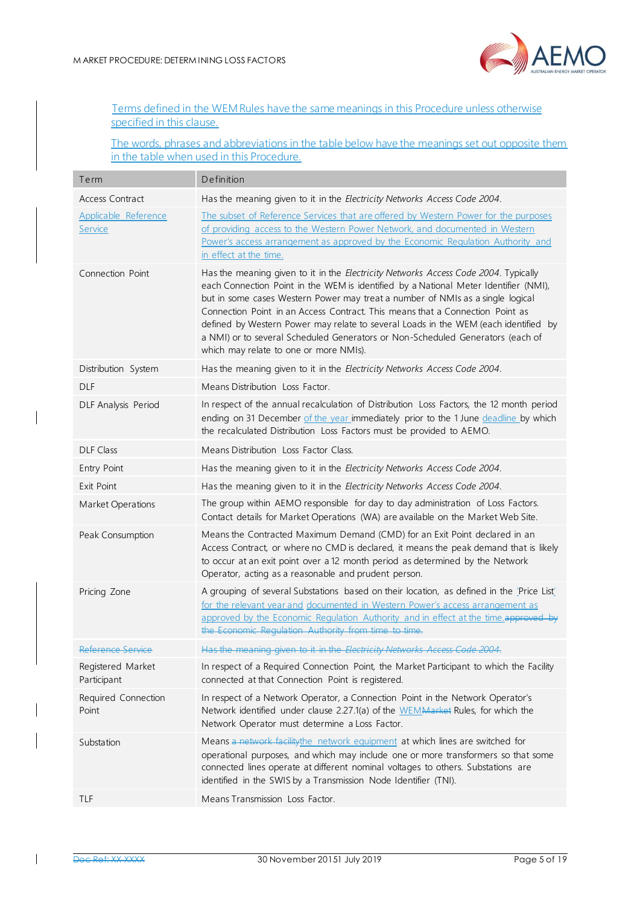Terms defined in the WEM Rules have the same meanings in this Procedure unless otherwise specified in this clause.

The words, phrases and abbreviations in the table below have the meanings set out opposite them in the table when used in this Procedure.

| Term | Definition |
|---|---|
| Access Contract | Has the meaning given to it in the *Electricity Networks Access Code 2004*. |
| Applicable Reference Service | The subset of Reference Services that are offered by Western Power for the purposes of providing access to the Western Power Network, and documented in Western Power's access arrangement as approved by the Economic Regulation Authority and in effect at the time. |
| Connection Point | Has the meaning given to it in the *Electricity Networks Access Code 2004*. Typically each Connection Point in the WEM is identified by a National Meter Identifier (NMI), but in some cases Western Power may treat a number of NMIs as a single logical Connection Point in an Access Contract. This means that a Connection Point as defined by Western Power may relate to several Loads in the WEM (each identified by a NMI) or to several Scheduled Generators or Non-Scheduled Generators (each of which may relate to one or more NMIs). |
| Distribution System | Has the meaning given to it in the *Electricity Networks Access Code 2004*. |
| DLF | Means Distribution Loss Factor. |
| DLF Analysis Period | In respect of the annual recalculation of Distribution Loss Factors, the 12 month period ending on 31 December of the year immediately prior to the 1 June deadline by which the recalculated Distribution Loss Factors must be provided to AEMO. |
| DLF Class | Means Distribution Loss Factor Class. |
| Entry Point | Has the meaning given to it in the *Electricity Networks Access Code 2004*. |
| Exit Point | Has the meaning given to it in the *Electricity Networks Access Code 2004*. |
| Market Operations | The group within AEMO responsible for day to day administration of Loss Factors. Contact details for Market Operations (WA) are available on the Market Web Site. |
| Peak Consumption | Means the Contracted Maximum Demand (CMD) for an Exit Point declared in an Access Contract, or where no CMD is declared, it means the peak demand that is likely to occur at an exit point over a 12 month period as determined by the Network Operator, acting as a reasonable and prudent person. |
| Pricing Zone | A grouping of several Substations based on their location, as defined in the 'Price List' for the relevant year and documented in Western Power's access arrangement as approved by the Economic Regulation Authority and in effect at the time.~~approved by the Economic Regulation Authority from time to time.~~ |
| ~~Reference Service~~ | ~~Has the meaning given to it in the *Electricity Networks Access Code 2004*.~~ |
| Registered Market Participant | In respect of a Required Connection Point, the Market Participant to which the Facility connected at that Connection Point is registered. |
| Required Connection Point | In respect of a Network Operator, a Connection Point in the Network Operator's Network identified under clause 2.27.1(a) of the WEM~~Market~~ Rules, for which the Network Operator must determine a Loss Factor. |
| Substation | Means ~~a network facility~~the network equipment at which lines are switched for operational purposes, and which may include one or more transformers so that some connected lines operate at different nominal voltages to others. Substations are identified in the SWIS by a Transmission Node Identifier (TNI). |
| TLF | Means Transmission Loss Factor. |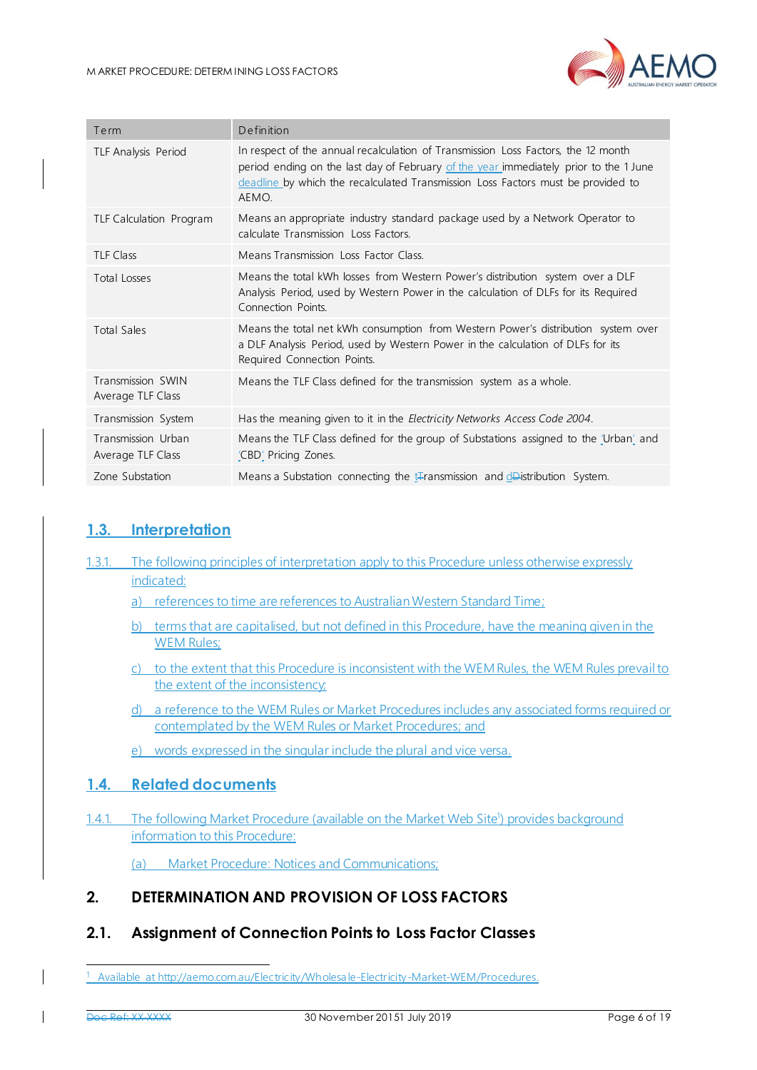| Term | Definition |
|---|---|
| TLF Analysis Period | In respect of the annual recalculation of Transmission Loss Factors, the 12 month period ending on the last day of February of the year immediately prior to the 1 June deadline by which the recalculated Transmission Loss Factors must be provided to AEMO. |
| TLF Calculation Program | Means an appropriate industry standard package used by a Network Operator to calculate Transmission Loss Factors. |
| TLF Class | Means Transmission Loss Factor Class. |
| Total Losses | Means the total kWh losses from Western Power's distribution system over a DLF Analysis Period, used by Western Power in the calculation of DLFs for its Required Connection Points. |
| Total Sales | Means the total net kWh consumption from Western Power's distribution system over a DLF Analysis Period, used by Western Power in the calculation of DLFs for its Required Connection Points. |
| Transmission SWIN Average TLF Class | Means the TLF Class defined for the transmission system as a whole. |
| Transmission System | Has the meaning given to it in the *Electricity Networks Access Code 2004*. |
| Transmission Urban Average TLF Class | Means the TLF Class defined for the group of Substations assigned to the 'Urban' and 'CBD' Pricing Zones. |
| Zone Substation | Means a Substation connecting the tTransmission and dDistribution System. |

## 1.3. Interpretation

1.3.1. The following principles of interpretation apply to this Procedure unless otherwise expressly indicated:

a) references to time are references to Australian Western Standard Time;

b) terms that are capitalised, but not defined in this Procedure, have the meaning given in the WEM Rules;

c) to the extent that this Procedure is inconsistent with the WEM Rules, the WEM Rules prevail to the extent of the inconsistency;

d) a reference to the WEM Rules or Market Procedures includes any associated forms required or contemplated by the WEM Rules or Market Procedures; and

e) words expressed in the singular include the plural and vice versa.

## 1.4. Related documents

1.4.1. The following Market Procedure (available on the Market Web Site[1]) provides background information to this Procedure:

(a) Market Procedure: Notices and Communications;

# 2. DETERMINATION AND PROVISION OF LOSS FACTORS

## 2.1. Assignment of Connection Points to Loss Factor Classes

[1] Available at http://aemo.com.au/Electricity/Wholesale-Electricity-Market-WEM/Procedures.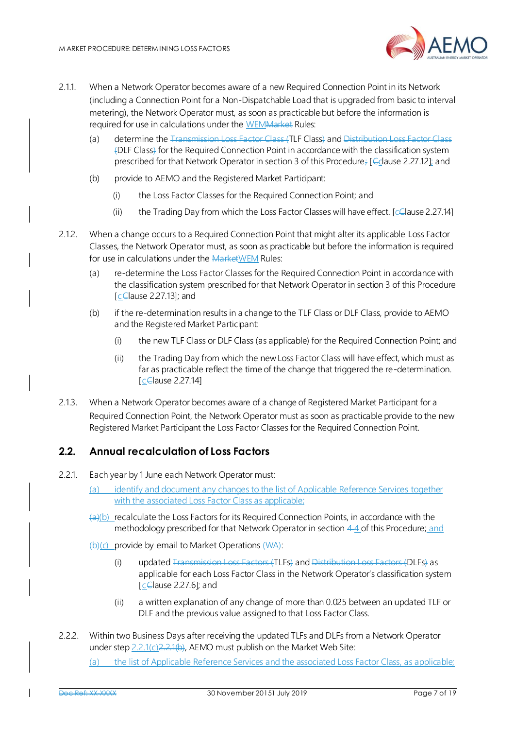2.1.1. When a Network Operator becomes aware of a new Required Connection Point in its Network (including a Connection Point for a Non-Dispatchable Load that is upgraded from basic to interval metering), the Network Operator must, as soon as practicable but before the information is required for use in calculations under the WEM~~Market~~ Rules:

(a) determine the ~~Transmission Loss Factor Class (~~TLF Class~~)~~ and ~~Distribution Loss Factor Class (~~DLF Class~~)~~ for the Required Connection Point in accordance with the classification system prescribed for that Network Operator in section 3 of this Procedure~~;~~ [c~~C~~lause 2.27.12]; and

(b) provide to AEMO and the Registered Market Participant:

(i) the Loss Factor Classes for the Required Connection Point; and

(ii) the Trading Day from which the Loss Factor Classes will have effect. [c~~C~~lause 2.27.14]

2.1.2. When a change occurs to a Required Connection Point that might alter its applicable Loss Factor Classes, the Network Operator must, as soon as practicable but before the information is required for use in calculations under the ~~Market~~WEM Rules:

(a) re-determine the Loss Factor Classes for the Required Connection Point in accordance with the classification system prescribed for that Network Operator in section 3 of this Procedure [c~~C~~lause 2.27.13]; and

(b) if the re-determination results in a change to the TLF Class or DLF Class, provide to AEMO and the Registered Market Participant:

(i) the new TLF Class or DLF Class (as applicable) for the Required Connection Point; and

(ii) the Trading Day from which the new Loss Factor Class will have effect, which must as far as practicable reflect the time of the change that triggered the re-determination. [c~~C~~lause 2.27.14]

2.1.3. When a Network Operator becomes aware of a change of Registered Market Participant for a Required Connection Point, the Network Operator must as soon as practicable provide to the new Registered Market Participant the Loss Factor Classes for the Required Connection Point.

## 2.2. Annual recalculation of Loss Factors

2.2.1. Each year by 1 June each Network Operator must:

(a) identify and document any changes to the list of Applicable Reference Services together with the associated Loss Factor Class as applicable;

~~(a)~~(b) recalculate the Loss Factors for its Required Connection Points, in accordance with the methodology prescribed for that Network Operator in section ~~4~~ 4 of this Procedure; and

~~(b)~~(c) provide by email to Market Operations ~~(WA)~~:

(i) updated ~~Transmission Loss Factors (~~TLFs~~)~~ and ~~Distribution Loss Factors (~~DLFs~~)~~ as applicable for each Loss Factor Class in the Network Operator's classification system [c~~C~~lause 2.27.6]; and

(ii) a written explanation of any change of more than 0.025 between an updated TLF or DLF and the previous value assigned to that Loss Factor Class.

2.2.2. Within two Business Days after receiving the updated TLFs and DLFs from a Network Operator under step 2.2.1(c)~~2.2.1(b)~~, AEMO must publish on the Market Web Site:

(a) the list of Applicable Reference Services and the associated Loss Factor Class, as applicable;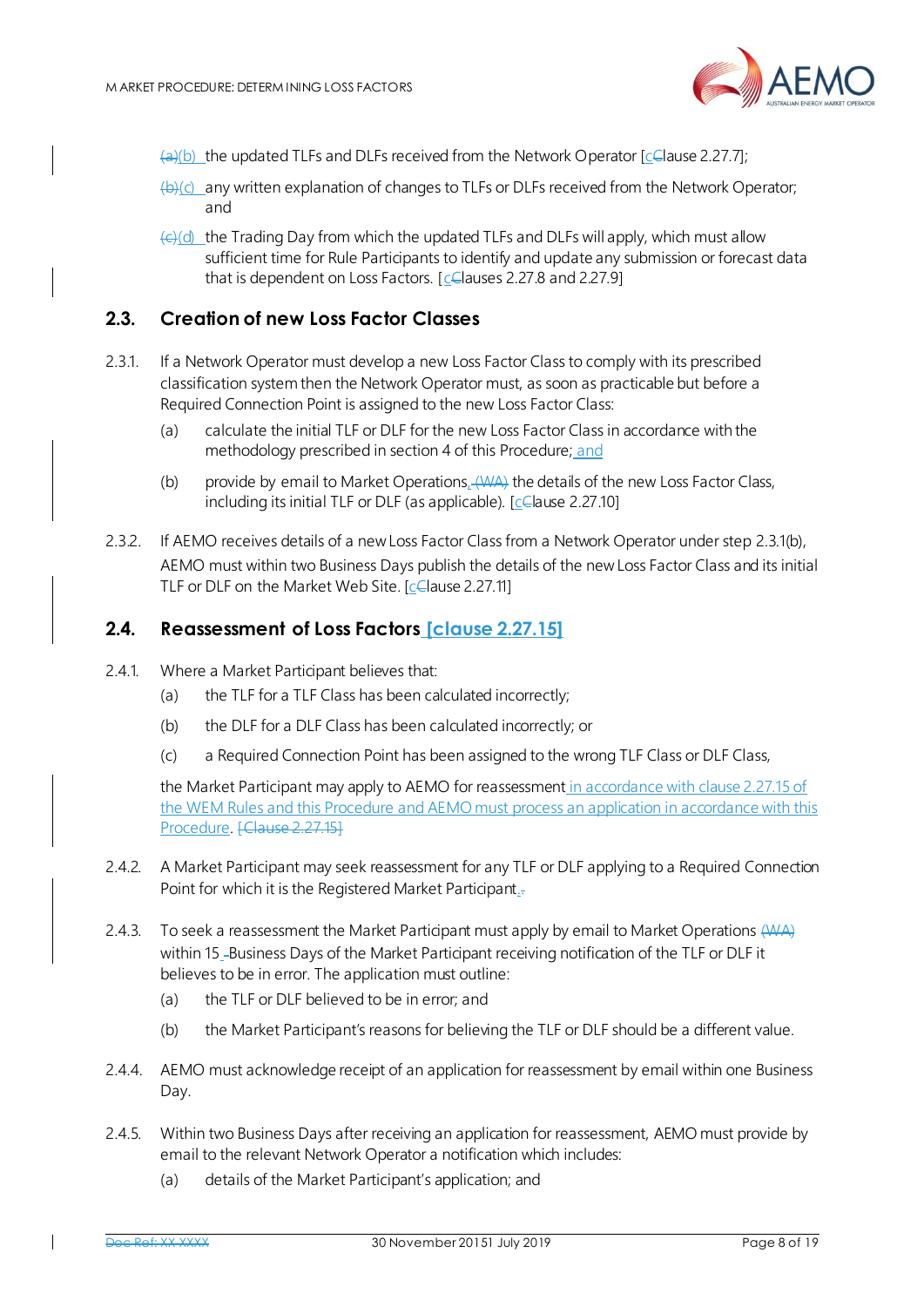(b) the updated TLFs and DLFs received from the Network Operator [clause 2.27.7];

(c) any written explanation of changes to TLFs or DLFs received from the Network Operator; and

(d) the Trading Day from which the updated TLFs and DLFs will apply, which must allow sufficient time for Rule Participants to identify and update any submission or forecast data that is dependent on Loss Factors. [clauses 2.27.8 and 2.27.9]

## 2.3. Creation of new Loss Factor Classes

2.3.1. If a Network Operator must develop a new Loss Factor Class to comply with its prescribed classification system then the Network Operator must, as soon as practicable but before a Required Connection Point is assigned to the new Loss Factor Class:

(a) calculate the initial TLF or DLF for the new Loss Factor Class in accordance with the methodology prescribed in section 4 of this Procedure; and

(b) provide by email to Market Operations the details of the new Loss Factor Class, including its initial TLF or DLF (as applicable). [clause 2.27.10]

2.3.2. If AEMO receives details of a new Loss Factor Class from a Network Operator under step 2.3.1(b), AEMO must within two Business Days publish the details of the new Loss Factor Class and its initial TLF or DLF on the Market Web Site. [clause 2.27.11]

## 2.4. Reassessment of Loss Factors [clause 2.27.15]

2.4.1. Where a Market Participant believes that:

(a) the TLF for a TLF Class has been calculated incorrectly;

(b) the DLF for a DLF Class has been calculated incorrectly; or

(c) a Required Connection Point has been assigned to the wrong TLF Class or DLF Class,

the Market Participant may apply to AEMO for reassessment in accordance with clause 2.27.15 of the WEM Rules and this Procedure and AEMO must process an application in accordance with this Procedure.

2.4.2. A Market Participant may seek reassessment for any TLF or DLF applying to a Required Connection Point for which it is the Registered Market Participant.

2.4.3. To seek a reassessment the Market Participant must apply by email to Market Operations within 15 Business Days of the Market Participant receiving notification of the TLF or DLF it believes to be in error. The application must outline:

(a) the TLF or DLF believed to be in error; and

(b) the Market Participant's reasons for believing the TLF or DLF should be a different value.

2.4.4. AEMO must acknowledge receipt of an application for reassessment by email within one Business Day.

2.4.5. Within two Business Days after receiving an application for reassessment, AEMO must provide by email to the relevant Network Operator a notification which includes:

(a) details of the Market Participant's application; and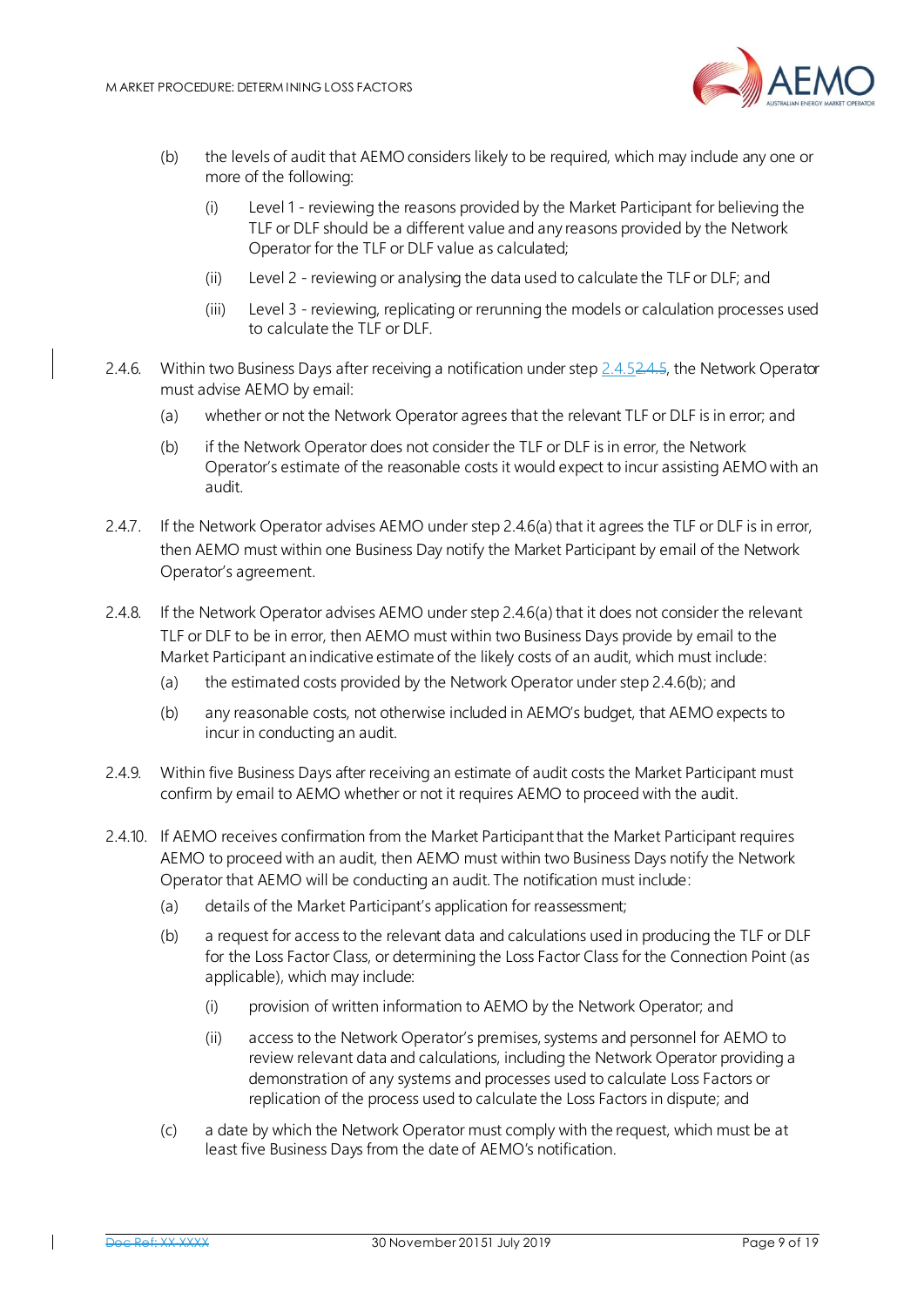(b) the levels of audit that AEMO considers likely to be required, which may include any one or more of the following:

   (i) Level 1 - reviewing the reasons provided by the Market Participant for believing the TLF or DLF should be a different value and any reasons provided by the Network Operator for the TLF or DLF value as calculated;

   (ii) Level 2 - reviewing or analysing the data used to calculate the TLF or DLF; and

   (iii) Level 3 - reviewing, replicating or rerunning the models or calculation processes used to calculate the TLF or DLF.

2.4.6. Within two Business Days after receiving a notification under step 2.4.52.4.5, the Network Operator must advise AEMO by email:

   (a) whether or not the Network Operator agrees that the relevant TLF or DLF is in error; and

   (b) if the Network Operator does not consider the TLF or DLF is in error, the Network Operator's estimate of the reasonable costs it would expect to incur assisting AEMO with an audit.

2.4.7. If the Network Operator advises AEMO under step 2.4.6(a) that it agrees the TLF or DLF is in error, then AEMO must within one Business Day notify the Market Participant by email of the Network Operator's agreement.

2.4.8. If the Network Operator advises AEMO under step 2.4.6(a) that it does not consider the relevant TLF or DLF to be in error, then AEMO must within two Business Days provide by email to the Market Participant an indicative estimate of the likely costs of an audit, which must include:

   (a) the estimated costs provided by the Network Operator under step 2.4.6(b); and

   (b) any reasonable costs, not otherwise included in AEMO's budget, that AEMO expects to incur in conducting an audit.

2.4.9. Within five Business Days after receiving an estimate of audit costs the Market Participant must confirm by email to AEMO whether or not it requires AEMO to proceed with the audit.

2.4.10. If AEMO receives confirmation from the Market Participant that the Market Participant requires AEMO to proceed with an audit, then AEMO must within two Business Days notify the Network Operator that AEMO will be conducting an audit. The notification must include:

   (a) details of the Market Participant's application for reassessment;

   (b) a request for access to the relevant data and calculations used in producing the TLF or DLF for the Loss Factor Class, or determining the Loss Factor Class for the Connection Point (as applicable), which may include:

      (i) provision of written information to AEMO by the Network Operator; and

      (ii) access to the Network Operator's premises, systems and personnel for AEMO to review relevant data and calculations, including the Network Operator providing a demonstration of any systems and processes used to calculate Loss Factors or replication of the process used to calculate the Loss Factors in dispute; and

   (c) a date by which the Network Operator must comply with the request, which must be at least five Business Days from the date of AEMO's notification.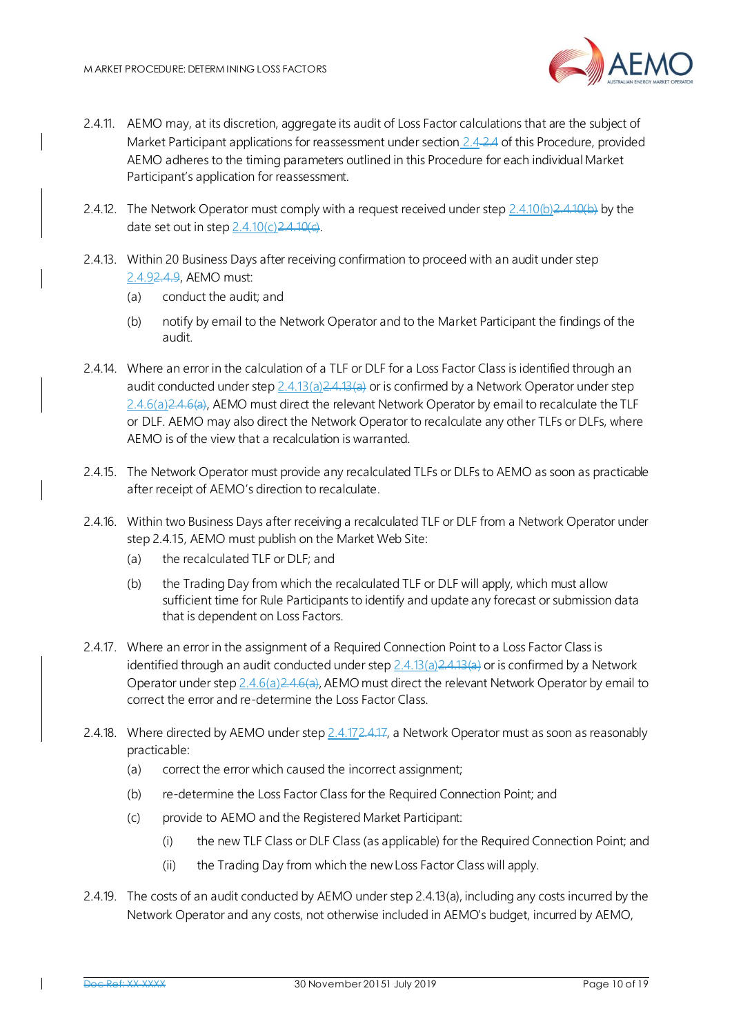2.4.11. AEMO may, at its discretion, aggregate its audit of Loss Factor calculations that are the subject of Market Participant applications for reassessment under section 2.4~~2.4~~ of this Procedure, provided AEMO adheres to the timing parameters outlined in this Procedure for each individual Market Participant's application for reassessment.

2.4.12. The Network Operator must comply with a request received under step 2.4.10(b)~~2.4.10(b)~~ by the date set out in step 2.4.10(c)~~2.4.10(c)~~.

2.4.13. Within 20 Business Days after receiving confirmation to proceed with an audit under step 2.4.9~~2.4.9~~, AEMO must:

- (a) conduct the audit; and
- (b) notify by email to the Network Operator and to the Market Participant the findings of the audit.

2.4.14. Where an error in the calculation of a TLF or DLF for a Loss Factor Class is identified through an audit conducted under step 2.4.13(a)~~2.4.13(a)~~ or is confirmed by a Network Operator under step 2.4.6(a)~~2.4.6(a)~~, AEMO must direct the relevant Network Operator by email to recalculate the TLF or DLF. AEMO may also direct the Network Operator to recalculate any other TLFs or DLFs, where AEMO is of the view that a recalculation is warranted.

2.4.15. The Network Operator must provide any recalculated TLFs or DLFs to AEMO as soon as practicable after receipt of AEMO's direction to recalculate.

2.4.16. Within two Business Days after receiving a recalculated TLF or DLF from a Network Operator under step 2.4.15, AEMO must publish on the Market Web Site:

- (a) the recalculated TLF or DLF; and
- (b) the Trading Day from which the recalculated TLF or DLF will apply, which must allow sufficient time for Rule Participants to identify and update any forecast or submission data that is dependent on Loss Factors.

2.4.17. Where an error in the assignment of a Required Connection Point to a Loss Factor Class is identified through an audit conducted under step 2.4.13(a)~~2.4.13(a)~~ or is confirmed by a Network Operator under step 2.4.6(a)~~2.4.6(a)~~, AEMO must direct the relevant Network Operator by email to correct the error and re-determine the Loss Factor Class.

2.4.18. Where directed by AEMO under step 2.4.17~~2.4.17~~, a Network Operator must as soon as reasonably practicable:

- (a) correct the error which caused the incorrect assignment;
- (b) re-determine the Loss Factor Class for the Required Connection Point; and
- (c) provide to AEMO and the Registered Market Participant:
  - (i) the new TLF Class or DLF Class (as applicable) for the Required Connection Point; and
  - (ii) the Trading Day from which the new Loss Factor Class will apply.

2.4.19. The costs of an audit conducted by AEMO under step 2.4.13(a), including any costs incurred by the Network Operator and any costs, not otherwise included in AEMO's budget, incurred by AEMO,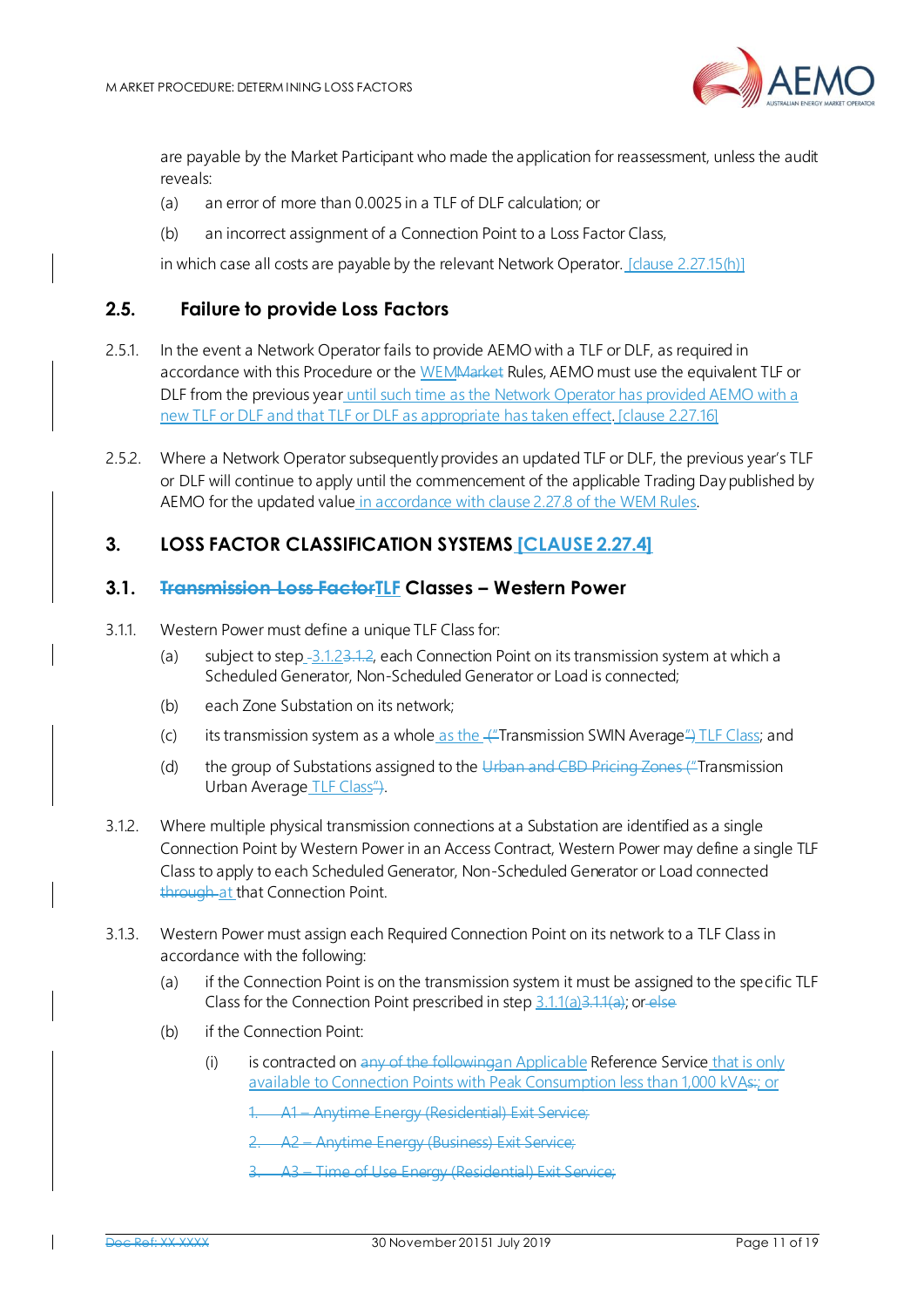are payable by the Market Participant who made the application for reassessment, unless the audit reveals:

(a) an error of more than 0.0025 in a TLF of DLF calculation; or

(b) an incorrect assignment of a Connection Point to a Loss Factor Class,

in which case all costs are payable by the relevant Network Operator. [clause 2.27.15(h)]

## 2.5. Failure to provide Loss Factors

2.5.1. In the event a Network Operator fails to provide AEMO with a TLF or DLF, as required in accordance with this Procedure or the WEMMarket Rules, AEMO must use the equivalent TLF or DLF from the previous year until such time as the Network Operator has provided AEMO with a new TLF or DLF and that TLF or DLF as appropriate has taken effect. [clause 2.27.16]

2.5.2. Where a Network Operator subsequently provides an updated TLF or DLF, the previous year's TLF or DLF will continue to apply until the commencement of the applicable Trading Day published by AEMO for the updated value in accordance with clause 2.27.8 of the WEM Rules.

# 3. LOSS FACTOR CLASSIFICATION SYSTEMS [CLAUSE 2.27.4]

## 3.1. Transmission Loss FactorTLF Classes – Western Power

3.1.1. Western Power must define a unique TLF Class for:

(a) subject to step 3.1.23.1.2, each Connection Point on its transmission system at which a Scheduled Generator, Non-Scheduled Generator or Load is connected;

(b) each Zone Substation on its network;

(c) its transmission system as a whole as the ("Transmission SWIN Average") TLF Class; and

(d) the group of Substations assigned to the Urban and CBD Pricing Zones ("Transmission Urban Average TLF Class").

3.1.2. Where multiple physical transmission connections at a Substation are identified as a single Connection Point by Western Power in an Access Contract, Western Power may define a single TLF Class to apply to each Scheduled Generator, Non-Scheduled Generator or Load connected through at that Connection Point.

3.1.3. Western Power must assign each Required Connection Point on its network to a TLF Class in accordance with the following:

(a) if the Connection Point is on the transmission system it must be assigned to the specific TLF Class for the Connection Point prescribed in step 3.1.1(a)3.1.1(a); or else

(b) if the Connection Point:

(i) is contracted on any of the followingan Applicable Reference Service that is only available to Connection Points with Peak Consumption less than 1,000 kVAs:; or

1. A1 – Anytime Energy (Residential) Exit Service;

2. A2 – Anytime Energy (Business) Exit Service;

3. A3 – Time of Use Energy (Residential) Exit Service;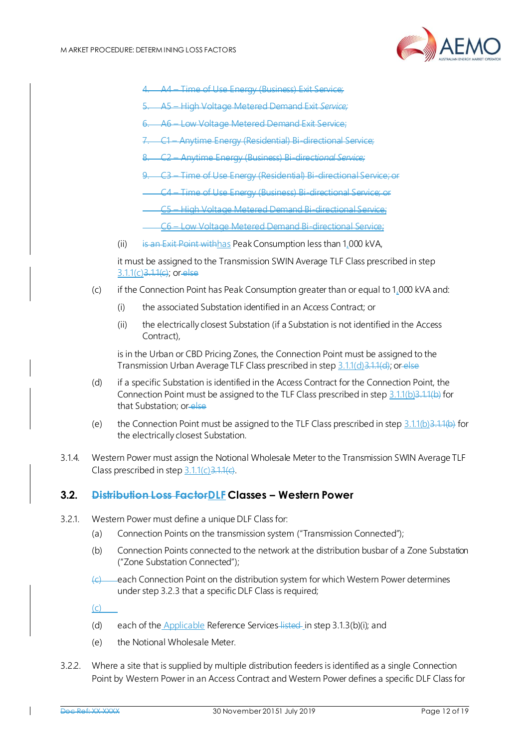4. A4 – Time of Use Energy (Business) Exit Service;
5. A5 – High Voltage Metered Demand Exit Service;
6. A6 – Low Voltage Metered Demand Exit Service;
7. C1 – Anytime Energy (Residential) Bi-directional Service;
8. C2 – Anytime Energy (Business) Bi-directional Service;
9. C3 – Time of Use Energy (Residential) Bi-directional Service; or
   C4 – Time of Use Energy (Business) Bi-directional Service; or
   C5 – High Voltage Metered Demand Bi-directional Service;
   C6 – Low Voltage Metered Demand Bi-directional Service;

(ii) is an Exit Point withhas Peak Consumption less than 1,000 kVA,

it must be assigned to the Transmission SWIN Average TLF Class prescribed in step 3.1.1(c)3.1.1(c); or else

(c) if the Connection Point has Peak Consumption greater than or equal to 1,000 kVA and:

(i) the associated Substation identified in an Access Contract; or

(ii) the electrically closest Substation (if a Substation is not identified in the Access Contract),

is in the Urban or CBD Pricing Zones, the Connection Point must be assigned to the Transmission Urban Average TLF Class prescribed in step 3.1.1(d)3.1.1(d); or else

(d) if a specific Substation is identified in the Access Contract for the Connection Point, the Connection Point must be assigned to the TLF Class prescribed in step 3.1.1(b)3.1.1(b) for that Substation; or else

(e) the Connection Point must be assigned to the TLF Class prescribed in step 3.1.1(b)3.1.1(b) for the electrically closest Substation.

3.1.4. Western Power must assign the Notional Wholesale Meter to the Transmission SWIN Average TLF Class prescribed in step 3.1.1(c)3.1.1(c).

## 3.2. Distribution Loss FactorDLF Classes – Western Power

3.2.1. Western Power must define a unique DLF Class for:

(a) Connection Points on the transmission system ("Transmission Connected");

(b) Connection Points connected to the network at the distribution busbar of a Zone Substation ("Zone Substation Connected");

(c) each Connection Point on the distribution system for which Western Power determines under step 3.2.3 that a specific DLF Class is required;

(c)

(d) each of the Applicable Reference Services listed in step 3.1.3(b)(i); and

(e) the Notional Wholesale Meter.

3.2.2. Where a site that is supplied by multiple distribution feeders is identified as a single Connection Point by Western Power in an Access Contract and Western Power defines a specific DLF Class for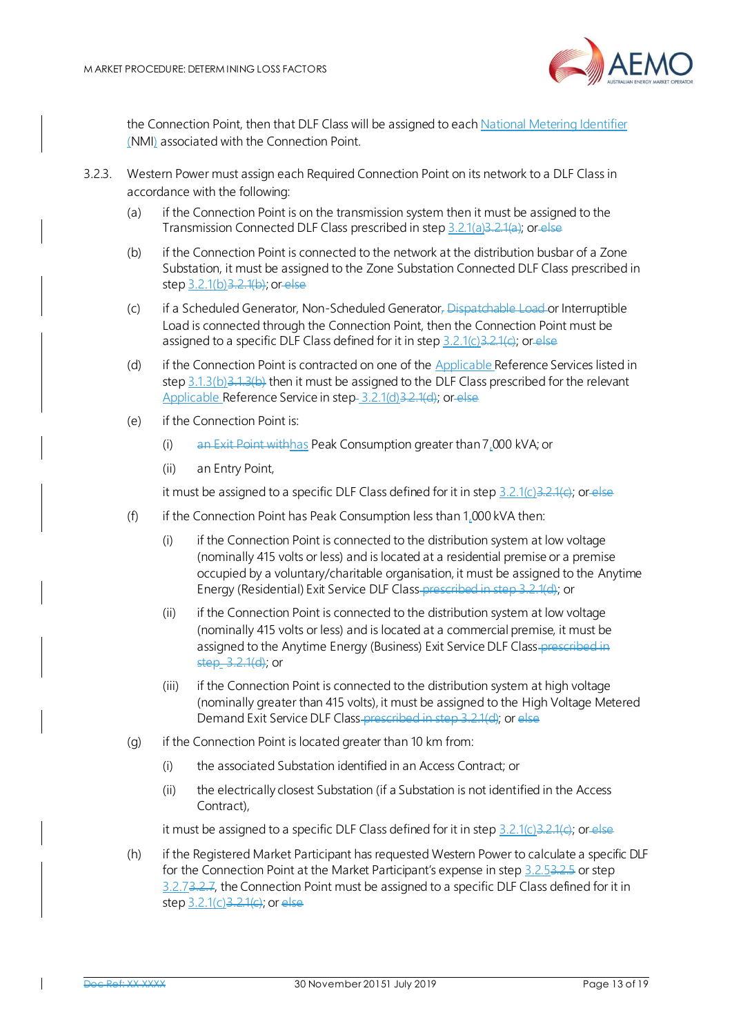the Connection Point, then that DLF Class will be assigned to each National Metering Identifier (NMI) associated with the Connection Point.

3.2.3. Western Power must assign each Required Connection Point on its network to a DLF Class in accordance with the following:

(a) if the Connection Point is on the transmission system then it must be assigned to the Transmission Connected DLF Class prescribed in step 3.2.1(a)3.2.1(a); or else

(b) if the Connection Point is connected to the network at the distribution busbar of a Zone Substation, it must be assigned to the Zone Substation Connected DLF Class prescribed in step 3.2.1(b)3.2.1(b); or else

(c) if a Scheduled Generator, Non-Scheduled Generator, Dispatchable Load or Interruptible Load is connected through the Connection Point, then the Connection Point must be assigned to a specific DLF Class defined for it in step 3.2.1(c)3.2.1(c); or else

(d) if the Connection Point is contracted on one of the Applicable Reference Services listed in step 3.1.3(b)3.1.3(b) then it must be assigned to the DLF Class prescribed for the relevant Applicable Reference Service in step 3.2.1(d)3.2.1(d); or else

(e) if the Connection Point is:

  (i) an Exit Point withhas Peak Consumption greater than 7,000 kVA; or

  (ii) an Entry Point,

  it must be assigned to a specific DLF Class defined for it in step 3.2.1(c)3.2.1(c); or else

(f) if the Connection Point has Peak Consumption less than 1,000 kVA then:

  (i) if the Connection Point is connected to the distribution system at low voltage (nominally 415 volts or less) and is located at a residential premise or a premise occupied by a voluntary/charitable organisation, it must be assigned to the Anytime Energy (Residential) Exit Service DLF Class prescribed in step 3.2.1(d); or

  (ii) if the Connection Point is connected to the distribution system at low voltage (nominally 415 volts or less) and is located at a commercial premise, it must be assigned to the Anytime Energy (Business) Exit Service DLF Class prescribed in step 3.2.1(d); or

  (iii) if the Connection Point is connected to the distribution system at high voltage (nominally greater than 415 volts), it must be assigned to the High Voltage Metered Demand Exit Service DLF Class prescribed in step 3.2.1(d); or else

(g) if the Connection Point is located greater than 10 km from:

  (i) the associated Substation identified in an Access Contract; or

  (ii) the electrically closest Substation (if a Substation is not identified in the Access Contract),

  it must be assigned to a specific DLF Class defined for it in step 3.2.1(c)3.2.1(c); or else

(h) if the Registered Market Participant has requested Western Power to calculate a specific DLF for the Connection Point at the Market Participant's expense in step 3.2.53.2.5 or step 3.2.73.2.7, the Connection Point must be assigned to a specific DLF Class defined for it in step 3.2.1(c)3.2.1(c); or else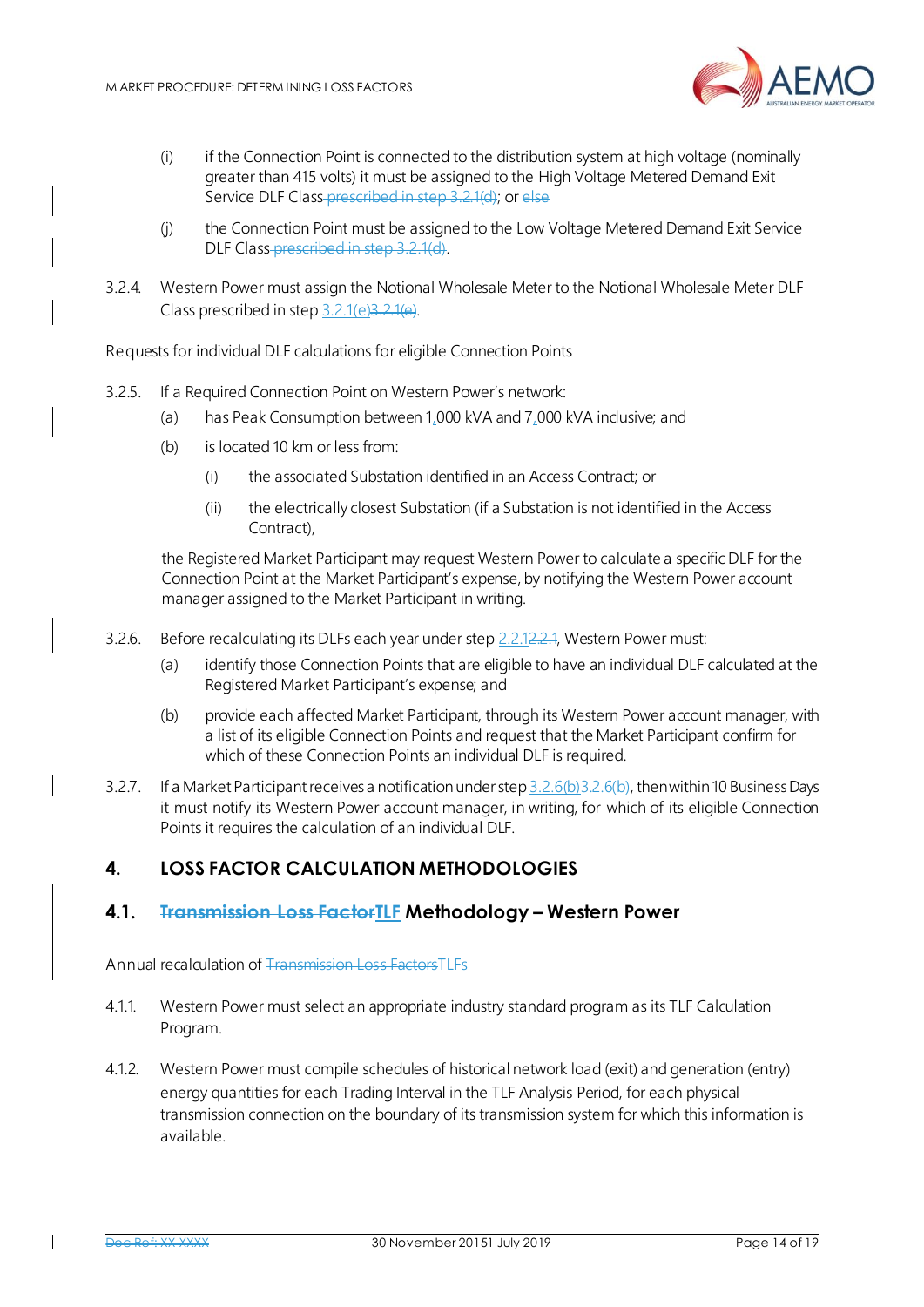(i) if the Connection Point is connected to the distribution system at high voltage (nominally greater than 415 volts) it must be assigned to the High Voltage Metered Demand Exit Service DLF Class ~~prescribed in step 3.2.1(d)~~; or ~~else~~

(j) the Connection Point must be assigned to the Low Voltage Metered Demand Exit Service DLF Class ~~prescribed in step 3.2.1(d)~~.

3.2.4. Western Power must assign the Notional Wholesale Meter to the Notional Wholesale Meter DLF Class prescribed in step 3.2.1(e)~~3.2.1(e)~~.

Requests for individual DLF calculations for eligible Connection Points

3.2.5. If a Required Connection Point on Western Power's network:

(a) has Peak Consumption between 1,000 kVA and 7,000 kVA inclusive; and

(b) is located 10 km or less from:

(i) the associated Substation identified in an Access Contract; or

(ii) the electrically closest Substation (if a Substation is not identified in the Access Contract),

the Registered Market Participant may request Western Power to calculate a specific DLF for the Connection Point at the Market Participant's expense, by notifying the Western Power account manager assigned to the Market Participant in writing.

3.2.6. Before recalculating its DLFs each year under step 2.2.1~~2.2.1~~, Western Power must:

(a) identify those Connection Points that are eligible to have an individual DLF calculated at the Registered Market Participant's expense; and

(b) provide each affected Market Participant, through its Western Power account manager, with a list of its eligible Connection Points and request that the Market Participant confirm for which of these Connection Points an individual DLF is required.

3.2.7. If a Market Participant receives a notification under step 3.2.6(b)~~3.2.6(b)~~, then within 10 Business Days it must notify its Western Power account manager, in writing, for which of its eligible Connection Points it requires the calculation of an individual DLF.

## 4. LOSS FACTOR CALCULATION METHODOLOGIES

### 4.1. ~~Transmission Loss Factor~~TLF Methodology – Western Power

Annual recalculation of ~~Transmission Loss Factors~~TLFs

4.1.1. Western Power must select an appropriate industry standard program as its TLF Calculation Program.

4.1.2. Western Power must compile schedules of historical network load (exit) and generation (entry) energy quantities for each Trading Interval in the TLF Analysis Period, for each physical transmission connection on the boundary of its transmission system for which this information is available.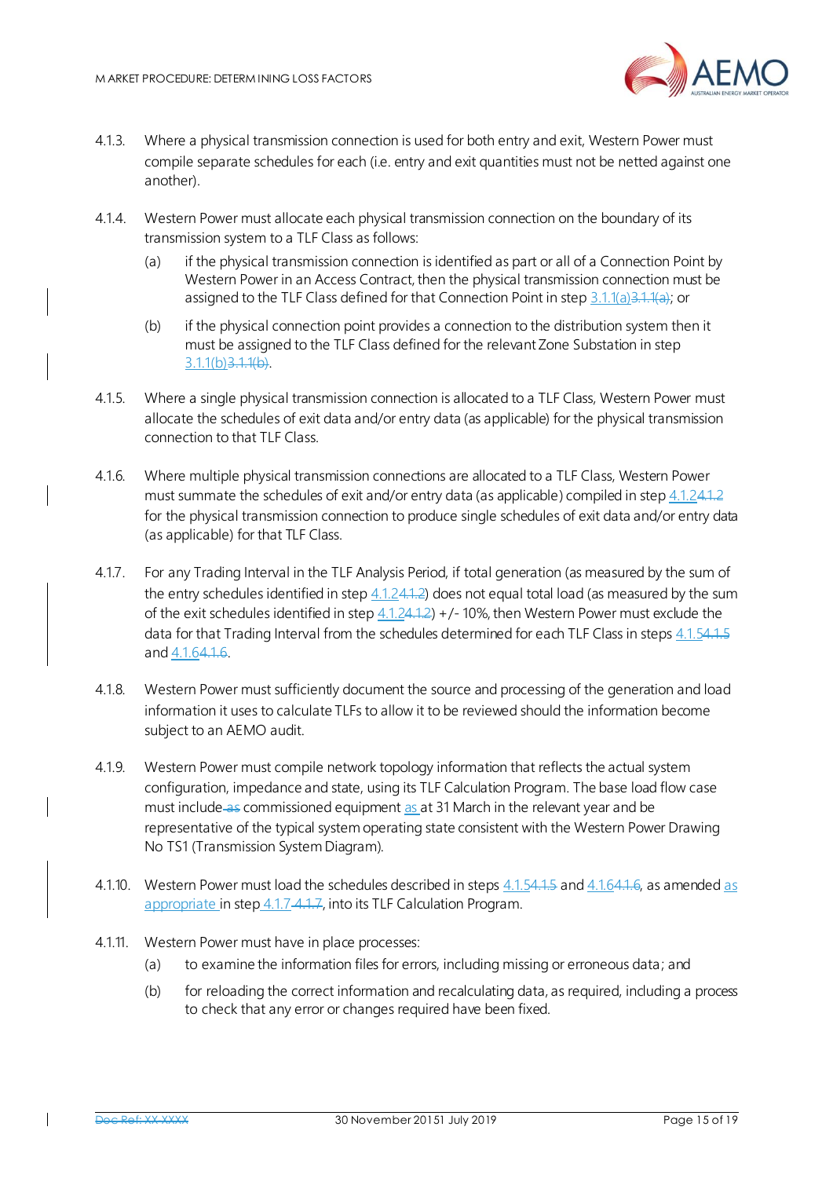4.1.3. Where a physical transmission connection is used for both entry and exit, Western Power must compile separate schedules for each (i.e. entry and exit quantities must not be netted against one another).

4.1.4. Western Power must allocate each physical transmission connection on the boundary of its transmission system to a TLF Class as follows:

(a) if the physical transmission connection is identified as part or all of a Connection Point by Western Power in an Access Contract, then the physical transmission connection must be assigned to the TLF Class defined for that Connection Point in step 3.1.1(a)~~3.1.1(a)~~; or

(b) if the physical connection point provides a connection to the distribution system then it must be assigned to the TLF Class defined for the relevant Zone Substation in step 3.1.1(b)~~3.1.1(b)~~.

4.1.5. Where a single physical transmission connection is allocated to a TLF Class, Western Power must allocate the schedules of exit data and/or entry data (as applicable) for the physical transmission connection to that TLF Class.

4.1.6. Where multiple physical transmission connections are allocated to a TLF Class, Western Power must summate the schedules of exit and/or entry data (as applicable) compiled in step 4.1.2~~4.1.2~~ for the physical transmission connection to produce single schedules of exit data and/or entry data (as applicable) for that TLF Class.

4.1.7. For any Trading Interval in the TLF Analysis Period, if total generation (as measured by the sum of the entry schedules identified in step 4.1.2~~4.1.2~~) does not equal total load (as measured by the sum of the exit schedules identified in step 4.1.2~~4.1.2~~) +/- 10%, then Western Power must exclude the data for that Trading Interval from the schedules determined for each TLF Class in steps 4.1.5~~4.1.5~~ and 4.1.6~~4.1.6~~.

4.1.8. Western Power must sufficiently document the source and processing of the generation and load information it uses to calculate TLFs to allow it to be reviewed should the information become subject to an AEMO audit.

4.1.9. Western Power must compile network topology information that reflects the actual system configuration, impedance and state, using its TLF Calculation Program. The base load flow case must include ~~as~~ commissioned equipment as at 31 March in the relevant year and be representative of the typical system operating state consistent with the Western Power Drawing No TS1 (Transmission System Diagram).

4.1.10. Western Power must load the schedules described in steps 4.1.5~~4.1.5~~ and 4.1.6~~4.1.6~~, as amended as appropriate in step 4.1.7 ~~4.1.7~~, into its TLF Calculation Program.

4.1.11. Western Power must have in place processes:

(a) to examine the information files for errors, including missing or erroneous data; and

(b) for reloading the correct information and recalculating data, as required, including a process to check that any error or changes required have been fixed.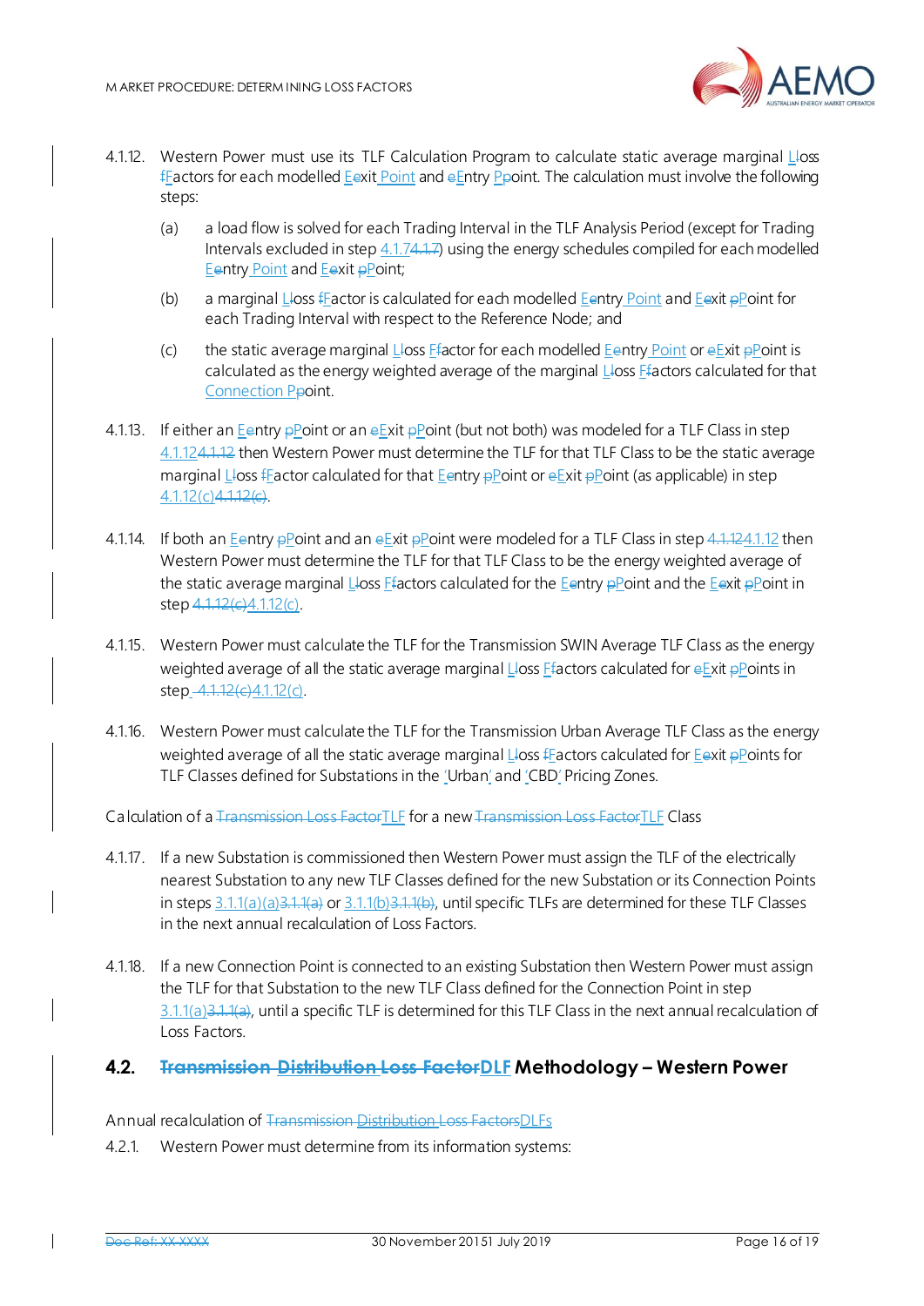4.1.12. Western Power must use its TLF Calculation Program to calculate static average marginal Lloss fFactors for each modelled Eexit Point and eEntry Ppoint. The calculation must involve the following steps:

(a) a load flow is solved for each Trading Interval in the TLF Analysis Period (except for Trading Intervals excluded in step 4.1.74.1.7) using the energy schedules compiled for each modelled Eentry Point and Eexit pPoint;

(b) a marginal Lloss fFactor is calculated for each modelled Eentry Point and Eexit pPoint for each Trading Interval with respect to the Reference Node; and

(c) the static average marginal Lloss Ffactor for each modelled Eentry Point or eExit pPoint is calculated as the energy weighted average of the marginal Lloss Ffactors calculated for that Connection Ppoint.

4.1.13. If either an Eentry pPoint or an eExit pPoint (but not both) was modeled for a TLF Class in step 4.1.124.1.12 then Western Power must determine the TLF for that TLF Class to be the static average marginal Lloss fFactor calculated for that Eentry pPoint or eExit pPoint (as applicable) in step 4.1.12(c)4.1.12(c).

4.1.14. If both an Eentry pPoint and an eExit pPoint were modeled for a TLF Class in step 4.1.124.1.12 then Western Power must determine the TLF for that TLF Class to be the energy weighted average of the static average marginal Lloss Ffactors calculated for the Eentry pPoint and the Eexit pPoint in step 4.1.12(c)4.1.12(c).

4.1.15. Western Power must calculate the TLF for the Transmission SWIN Average TLF Class as the energy weighted average of all the static average marginal Lloss Ffactors calculated for eExit pPoints in step 4.1.12(c)4.1.12(c).

4.1.16. Western Power must calculate the TLF for the Transmission Urban Average TLF Class as the energy weighted average of all the static average marginal Lloss fFactors calculated for Eexit pPoints for TLF Classes defined for Substations in the 'Urban' and 'CBD' Pricing Zones.

Calculation of a Transmission Loss FactorTLF for a new Transmission Loss FactorTLF Class

4.1.17. If a new Substation is commissioned then Western Power must assign the TLF of the electrically nearest Substation to any new TLF Classes defined for the new Substation or its Connection Points in steps 3.1.1(a)(a)3.1.1(a) or 3.1.1(b)3.1.1(b), until specific TLFs are determined for these TLF Classes in the next annual recalculation of Loss Factors.

4.1.18. If a new Connection Point is connected to an existing Substation then Western Power must assign the TLF for that Substation to the new TLF Class defined for the Connection Point in step 3.1.1(a)3.1.1(a), until a specific TLF is determined for this TLF Class in the next annual recalculation of Loss Factors.

## 4.2. Transmission Distribution Loss FactorDLF Methodology – Western Power

Annual recalculation of Transmission Distribution Loss FactorsDLFs

4.2.1. Western Power must determine from its information systems: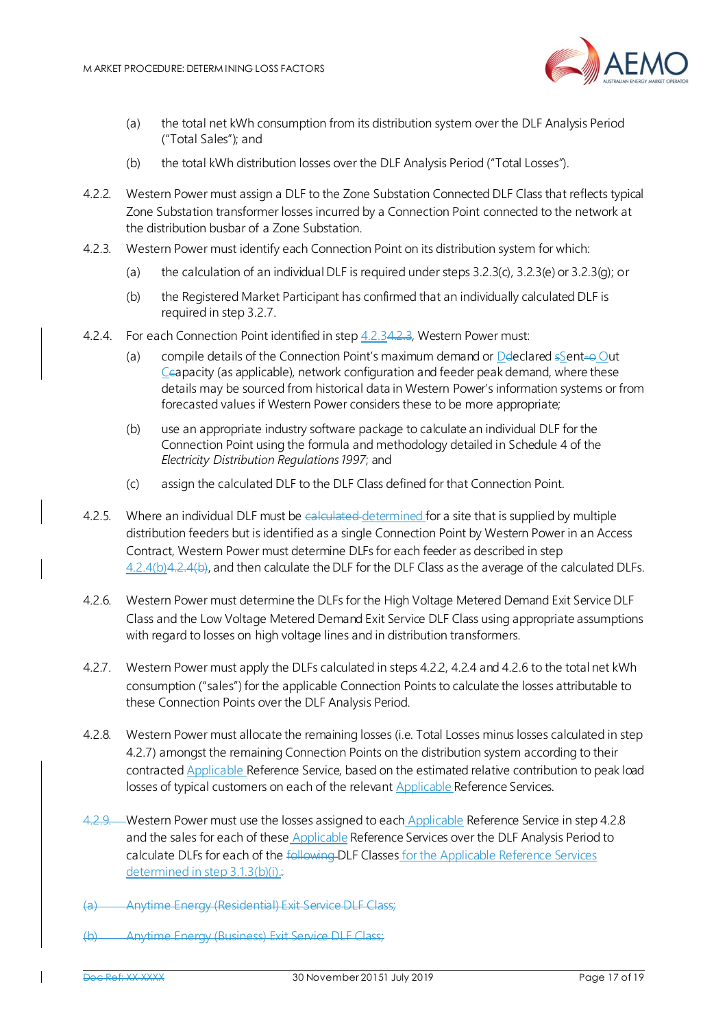(a) the total net kWh consumption from its distribution system over the DLF Analysis Period ("Total Sales"); and

(b) the total kWh distribution losses over the DLF Analysis Period ("Total Losses").

4.2.2. Western Power must assign a DLF to the Zone Substation Connected DLF Class that reflects typical Zone Substation transformer losses incurred by a Connection Point connected to the network at the distribution busbar of a Zone Substation.

4.2.3. Western Power must identify each Connection Point on its distribution system for which:

(a) the calculation of an individual DLF is required under steps 3.2.3(c), 3.2.3(e) or 3.2.3(g); or

(b) the Registered Market Participant has confirmed that an individually calculated DLF is required in step 3.2.7.

4.2.4. For each Connection Point identified in step 4.2.3~~4.2.3~~, Western Power must:

(a) compile details of the Connection Point's maximum demand or D~~d~~eclared ~~s~~Sent~~-o~~ Out C~~c~~apacity (as applicable), network configuration and feeder peak demand, where these details may be sourced from historical data in Western Power's information systems or from forecasted values if Western Power considers these to be more appropriate;

(b) use an appropriate industry software package to calculate an individual DLF for the Connection Point using the formula and methodology detailed in Schedule 4 of the *Electricity Distribution Regulations 1997*; and

(c) assign the calculated DLF to the DLF Class defined for that Connection Point.

4.2.5. Where an individual DLF must be ~~calculated~~ determined for a site that is supplied by multiple distribution feeders but is identified as a single Connection Point by Western Power in an Access Contract, Western Power must determine DLFs for each feeder as described in step 4.2.4(b)~~4.2.4(b)~~, and then calculate the DLF for the DLF Class as the average of the calculated DLFs.

4.2.6. Western Power must determine the DLFs for the High Voltage Metered Demand Exit Service DLF Class and the Low Voltage Metered Demand Exit Service DLF Class using appropriate assumptions with regard to losses on high voltage lines and in distribution transformers.

4.2.7. Western Power must apply the DLFs calculated in steps 4.2.2, 4.2.4 and 4.2.6 to the total net kWh consumption ("sales") for the applicable Connection Points to calculate the losses attributable to these Connection Points over the DLF Analysis Period.

4.2.8. Western Power must allocate the remaining losses (i.e. Total Losses minus losses calculated in step 4.2.7) amongst the remaining Connection Points on the distribution system according to their contracted Applicable Reference Service, based on the estimated relative contribution to peak load losses of typical customers on each of the relevant Applicable Reference Services.

4.2.9. Western Power must use the losses assigned to each Applicable Reference Service in step 4.2.8 and the sales for each of these Applicable Reference Services over the DLF Analysis Period to calculate DLFs for each of the ~~following~~ DLF Classes for the Applicable Reference Services determined in step 3.1.3(b)(i).~~:~~

~~(a) Anytime Energy (Residential) Exit Service DLF Class;~~

~~(b) Anytime Energy (Business) Exit Service DLF Class;~~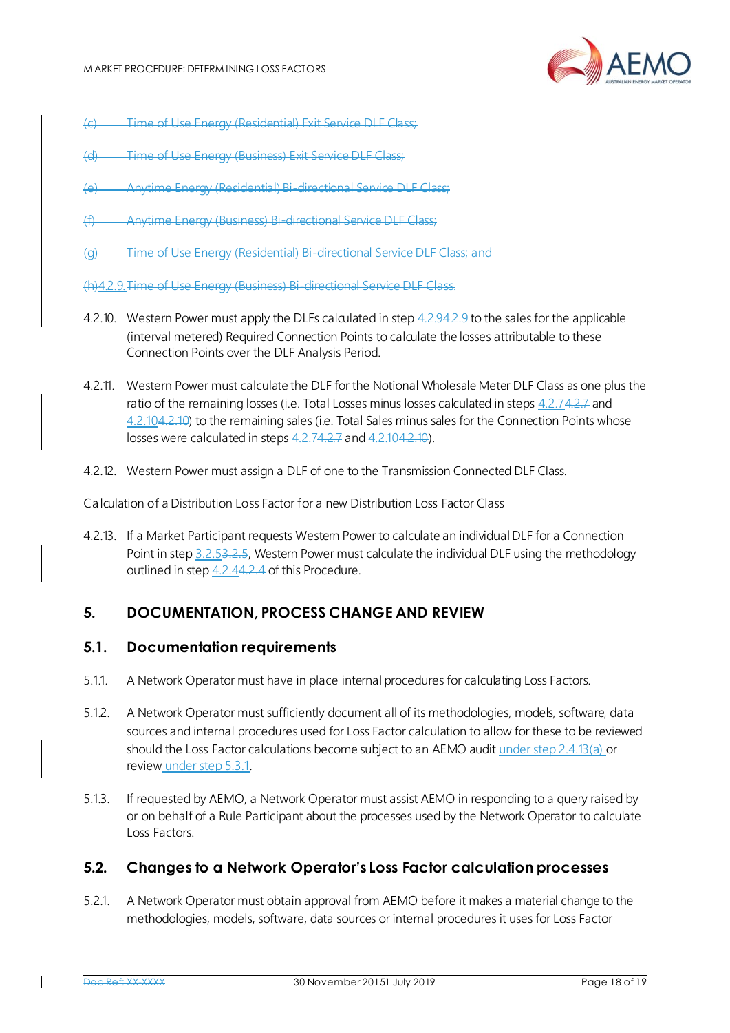~~(c) Time of Use Energy (Residential) Exit Service DLF Class;~~

~~(d) Time of Use Energy (Business) Exit Service DLF Class;~~

~~(e) Anytime Energy (Residential) Bi-directional Service DLF Class;~~

~~(f) Anytime Energy (Business) Bi-directional Service DLF Class;~~

~~(g) Time of Use Energy (Residential) Bi-directional Service DLF Class; and~~

~~(h)~~4.2.9.~~Time of Use Energy (Business) Bi-directional Service DLF Class.~~

4.2.10. Western Power must apply the DLFs calculated in step 4.2.9~~4.2.9~~ to the sales for the applicable (interval metered) Required Connection Points to calculate the losses attributable to these Connection Points over the DLF Analysis Period.

4.2.11. Western Power must calculate the DLF for the Notional Wholesale Meter DLF Class as one plus the ratio of the remaining losses (i.e. Total Losses minus losses calculated in steps 4.2.7~~4.2.7~~ and 4.2.10~~4.2.10~~) to the remaining sales (i.e. Total Sales minus sales for the Connection Points whose losses were calculated in steps 4.2.7~~4.2.7~~ and 4.2.10~~4.2.10~~).

4.2.12. Western Power must assign a DLF of one to the Transmission Connected DLF Class.

Calculation of a Distribution Loss Factor for a new Distribution Loss Factor Class

4.2.13. If a Market Participant requests Western Power to calculate an individual DLF for a Connection Point in step 3.2.5~~3.2.5~~, Western Power must calculate the individual DLF using the methodology outlined in step 4.2.4~~4.2.4~~ of this Procedure.

## 5. DOCUMENTATION, PROCESS CHANGE AND REVIEW

### 5.1. Documentation requirements

5.1.1. A Network Operator must have in place internal procedures for calculating Loss Factors.

5.1.2. A Network Operator must sufficiently document all of its methodologies, models, software, data sources and internal procedures used for Loss Factor calculation to allow for these to be reviewed should the Loss Factor calculations become subject to an AEMO audit under step 2.4.13(a) or review under step 5.3.1.

5.1.3. If requested by AEMO, a Network Operator must assist AEMO in responding to a query raised by or on behalf of a Rule Participant about the processes used by the Network Operator to calculate Loss Factors.

### 5.2. Changes to a Network Operator's Loss Factor calculation processes

5.2.1. A Network Operator must obtain approval from AEMO before it makes a material change to the methodologies, models, software, data sources or internal procedures it uses for Loss Factor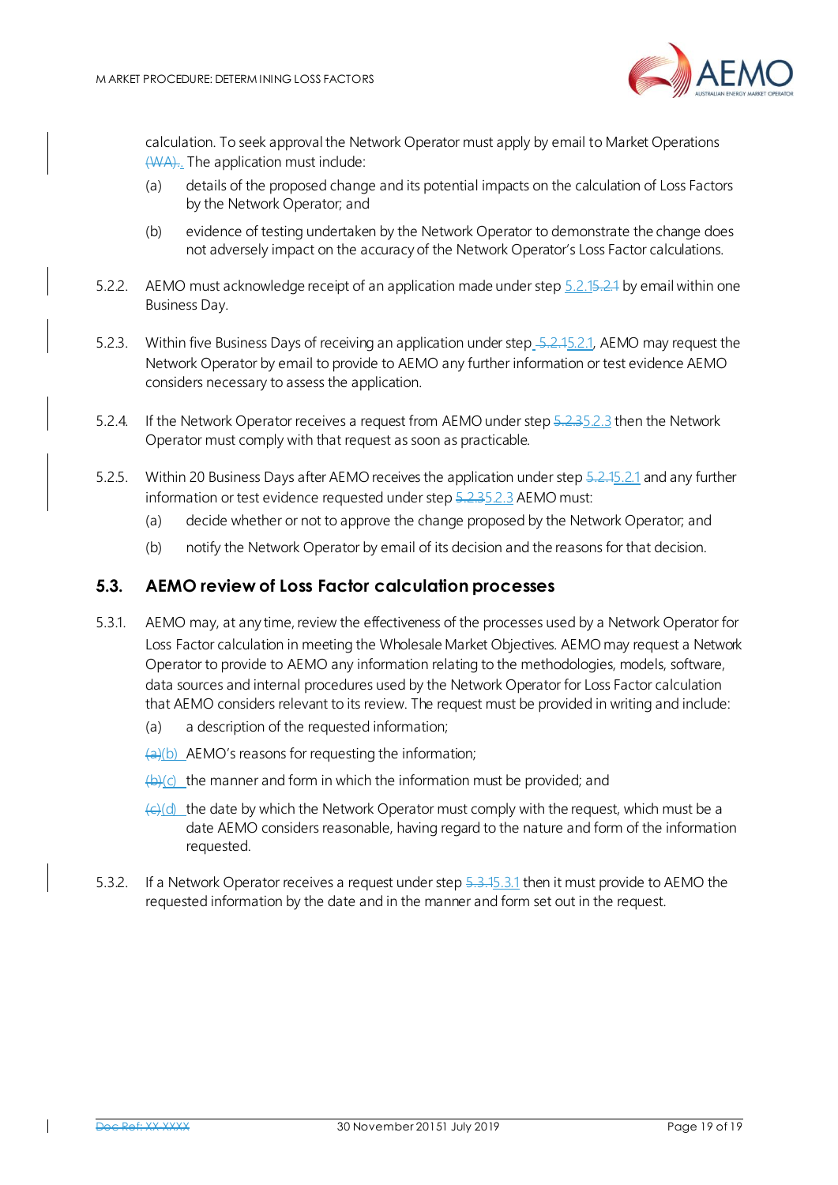calculation. To seek approval the Network Operator must apply by email to Market Operations (WA).. The application must include:

(a) details of the proposed change and its potential impacts on the calculation of Loss Factors by the Network Operator; and

(b) evidence of testing undertaken by the Network Operator to demonstrate the change does not adversely impact on the accuracy of the Network Operator's Loss Factor calculations.

5.2.2. AEMO must acknowledge receipt of an application made under step 5.2.15.2.1 by email within one Business Day.

5.2.3. Within five Business Days of receiving an application under step 5.2.15.2.1, AEMO may request the Network Operator by email to provide to AEMO any further information or test evidence AEMO considers necessary to assess the application.

5.2.4. If the Network Operator receives a request from AEMO under step 5.2.35.2.3 then the Network Operator must comply with that request as soon as practicable.

5.2.5. Within 20 Business Days after AEMO receives the application under step 5.2.15.2.1 and any further information or test evidence requested under step 5.2.35.2.3 AEMO must:

(a) decide whether or not to approve the change proposed by the Network Operator; and

(b) notify the Network Operator by email of its decision and the reasons for that decision.

## 5.3. AEMO review of Loss Factor calculation processes

5.3.1. AEMO may, at any time, review the effectiveness of the processes used by a Network Operator for Loss Factor calculation in meeting the Wholesale Market Objectives. AEMO may request a Network Operator to provide to AEMO any information relating to the methodologies, models, software, data sources and internal procedures used by the Network Operator for Loss Factor calculation that AEMO considers relevant to its review. The request must be provided in writing and include:

(a) a description of the requested information;

(a)(b) AEMO's reasons for requesting the information;

(b)(c) the manner and form in which the information must be provided; and

(c)(d) the date by which the Network Operator must comply with the request, which must be a date AEMO considers reasonable, having regard to the nature and form of the information requested.

5.3.2. If a Network Operator receives a request under step 5.3.15.3.1 then it must provide to AEMO the requested information by the date and in the manner and form set out in the request.